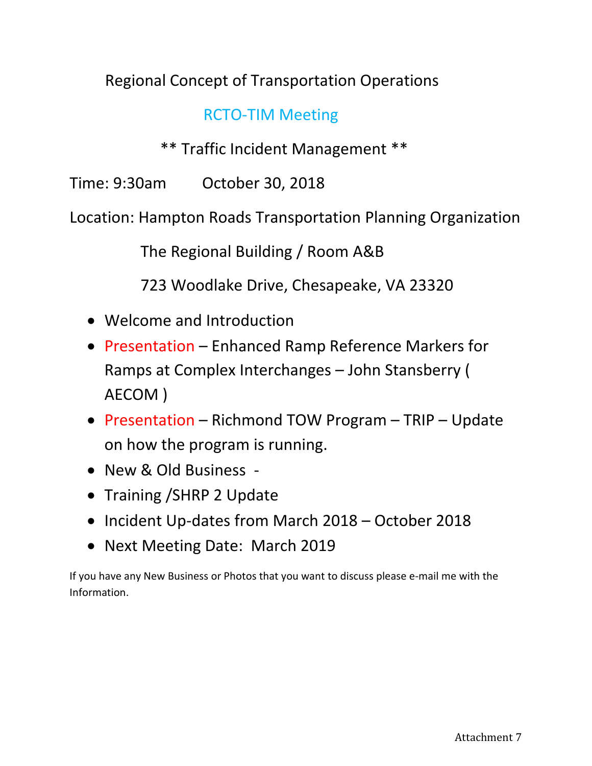# Regional Concept of Transportation Operations

## RCTO-TIM Meeting

** Traffic Incident Management **

Time: 9:30am    October 30, 2018

Location: Hampton Roads Transportation Planning Organization

The Regional Building / Room A&B

723 Woodlake Drive, Chesapeake, VA 23320

- Welcome and Introduction
- Presentation – Enhanced Ramp Reference Markers for Ramps at Complex Interchanges – John Stansberry ( AECOM )
- Presentation – Richmond TOW Program – TRIP – Update on how the program is running.
- New & Old Business -
- Training /SHRP 2 Update
- Incident Up-dates from March 2018 – October 2018
- Next Meeting Date: March 2019

If you have any New Business or Photos that you want to discuss please e-mail me with the Information.

Attachment 7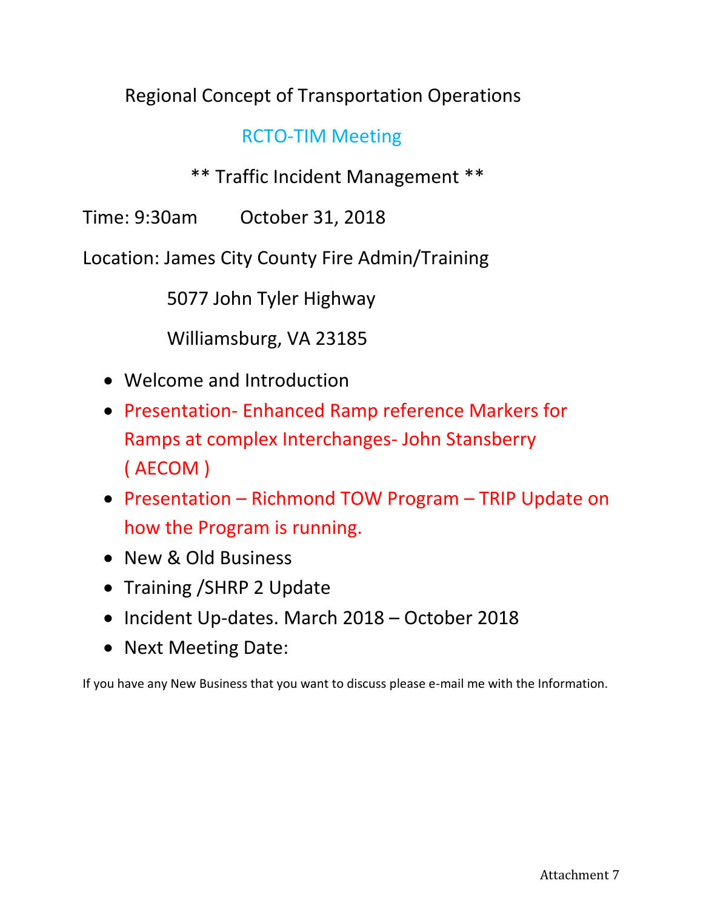# Regional Concept of Transportation Operations

## RCTO-TIM Meeting

** Traffic Incident Management **

Time: 9:30am    October 31, 2018

Location: James City County Fire Admin/Training

5077 John Tyler Highway

Williamsburg, VA 23185

- Welcome and Introduction
- Presentation- Enhanced Ramp reference Markers for Ramps at complex Interchanges- John Stansberry ( AECOM )
- Presentation – Richmond TOW Program – TRIP Update on how the Program is running.
- New & Old Business
- Training /SHRP 2 Update
- Incident Up-dates. March 2018 – October 2018
- Next Meeting Date:

If you have any New Business that you want to discuss please e-mail me with the Information.

Attachment 7